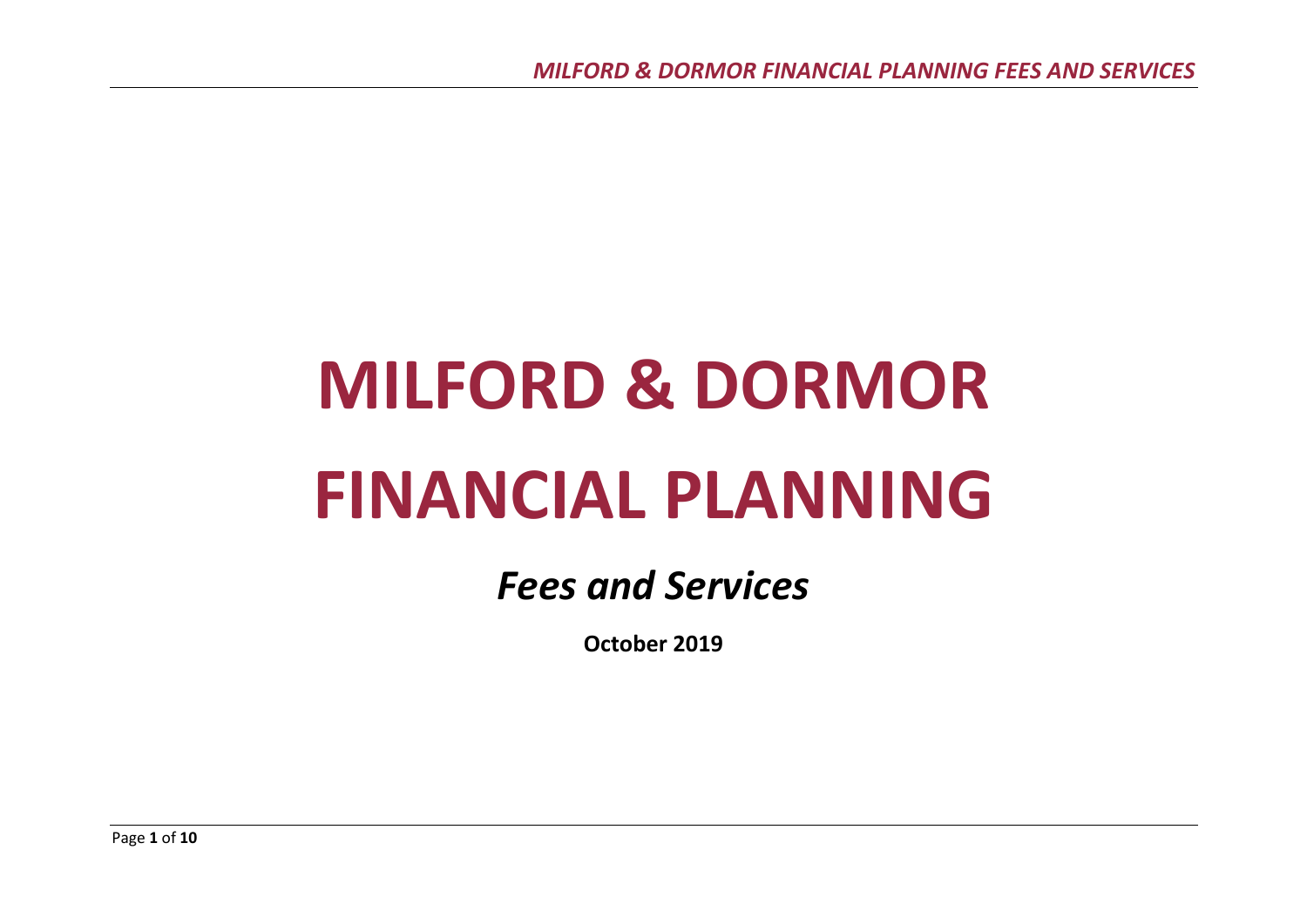# MILFORD & DORMOR FINANCIAL PLANNING

## *Fees and Services*

**October 2019**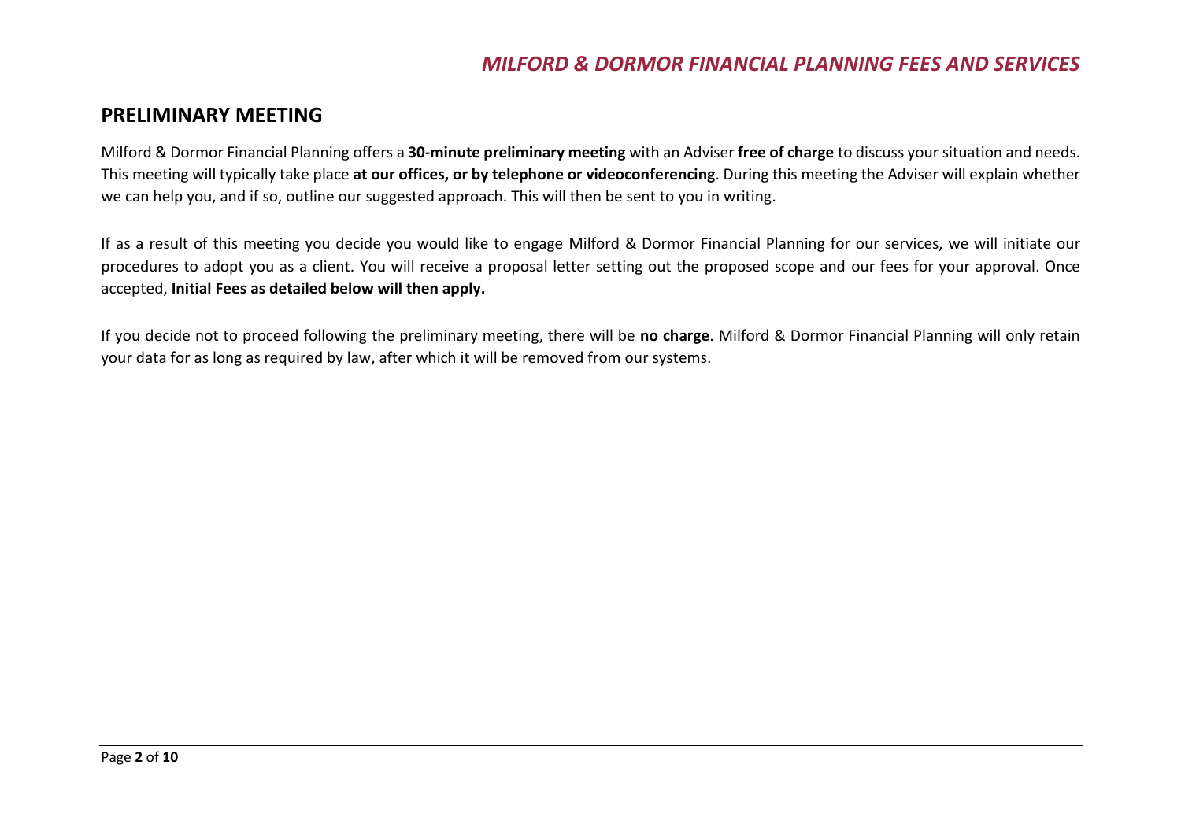## PRELIMINARY MEETING

Milford & Dormor Financial Planning offers a **30-minute preliminary meeting** with an Adviser **free of charge** to discuss your situation and needs. This meeting will typically take place **at our offices, or by telephone or videoconferencing**. During this meeting the Adviser will explain whether we can help you, and if so, outline our suggested approach. This will then be sent to you in writing.

If as a result of this meeting you decide you would like to engage Milford & Dormor Financial Planning for our services, we will initiate our procedures to adopt you as a client. You will receive a proposal letter setting out the proposed scope and our fees for your approval. Once accepted, **Initial Fees as detailed below will then apply.**

If you decide not to proceed following the preliminary meeting, there will be **no charge**. Milford & Dormor Financial Planning will only retain your data for as long as required by law, after which it will be removed from our systems.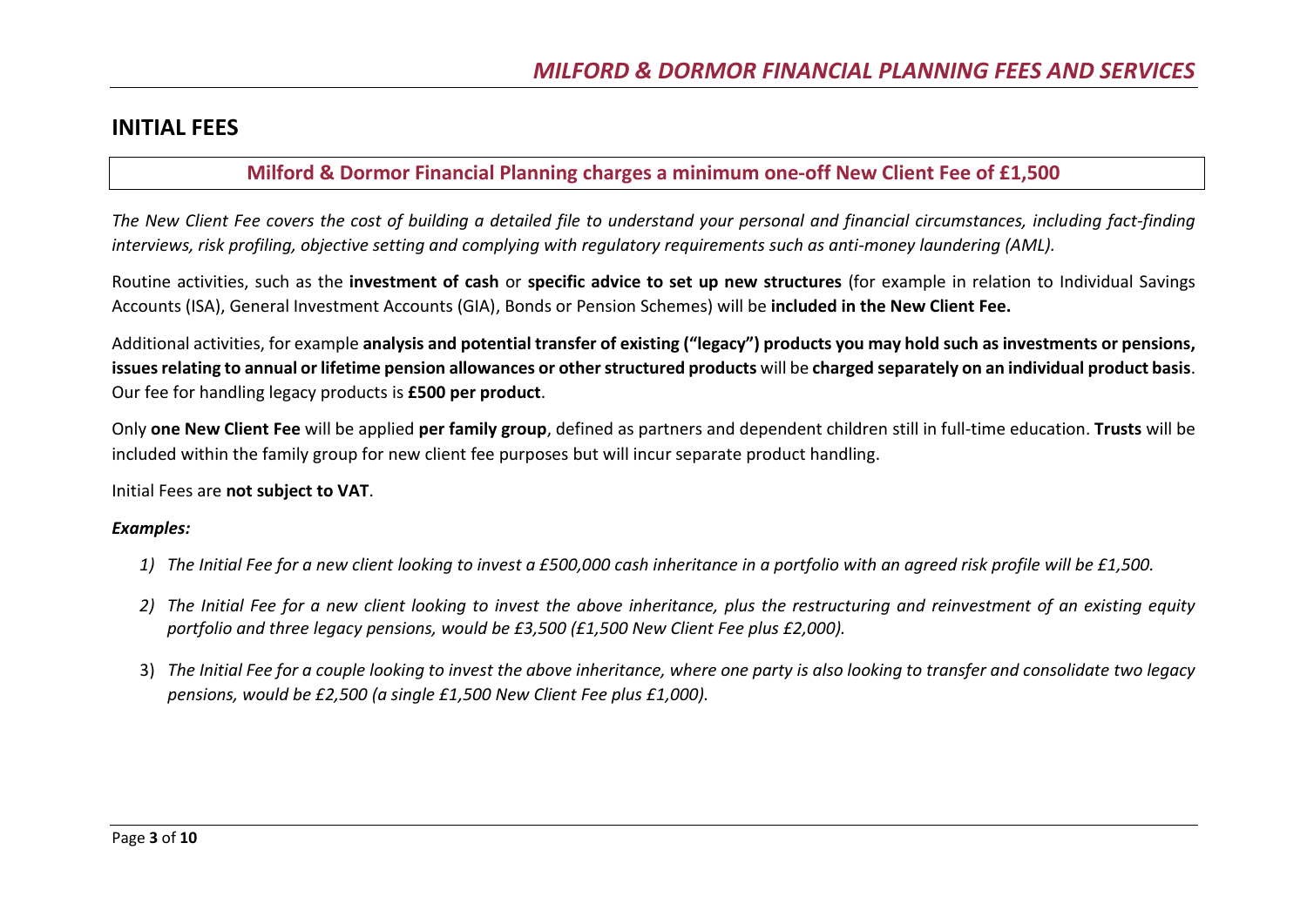## INITIAL FEES

**Milford & Dormor Financial Planning charges a minimum one-off New Client Fee of £1,500**

*The New Client Fee covers the cost of building a detailed file to understand your personal and financial circumstances, including fact-finding interviews, risk profiling, objective setting and complying with regulatory requirements such as anti-money laundering (AML).*

Routine activities, such as the **investment of cash** or **specific advice to set up new structures** (for example in relation to Individual Savings Accounts (ISA), General Investment Accounts (GIA), Bonds or Pension Schemes) will be **included in the New Client Fee.**

Additional activities, for example **analysis and potential transfer of existing ("legacy") products you may hold such as investments or pensions, issues relating to annual or lifetime pension allowances or other structured products** will be **charged separately on an individual product basis**. Our fee for handling legacy products is **£500 per product**.

Only **one New Client Fee** will be applied **per family group**, defined as partners and dependent children still in full-time education. **Trusts** will be included within the family group for new client fee purposes but will incur separate product handling.

Initial Fees are **not subject to VAT**.

***Examples:***

1) *The Initial Fee for a new client looking to invest a £500,000 cash inheritance in a portfolio with an agreed risk profile will be £1,500.*
2) *The Initial Fee for a new client looking to invest the above inheritance, plus the restructuring and reinvestment of an existing equity portfolio and three legacy pensions, would be £3,500 (£1,500 New Client Fee plus £2,000).*
3) *The Initial Fee for a couple looking to invest the above inheritance, where one party is also looking to transfer and consolidate two legacy pensions, would be £2,500 (a single £1,500 New Client Fee plus £1,000).*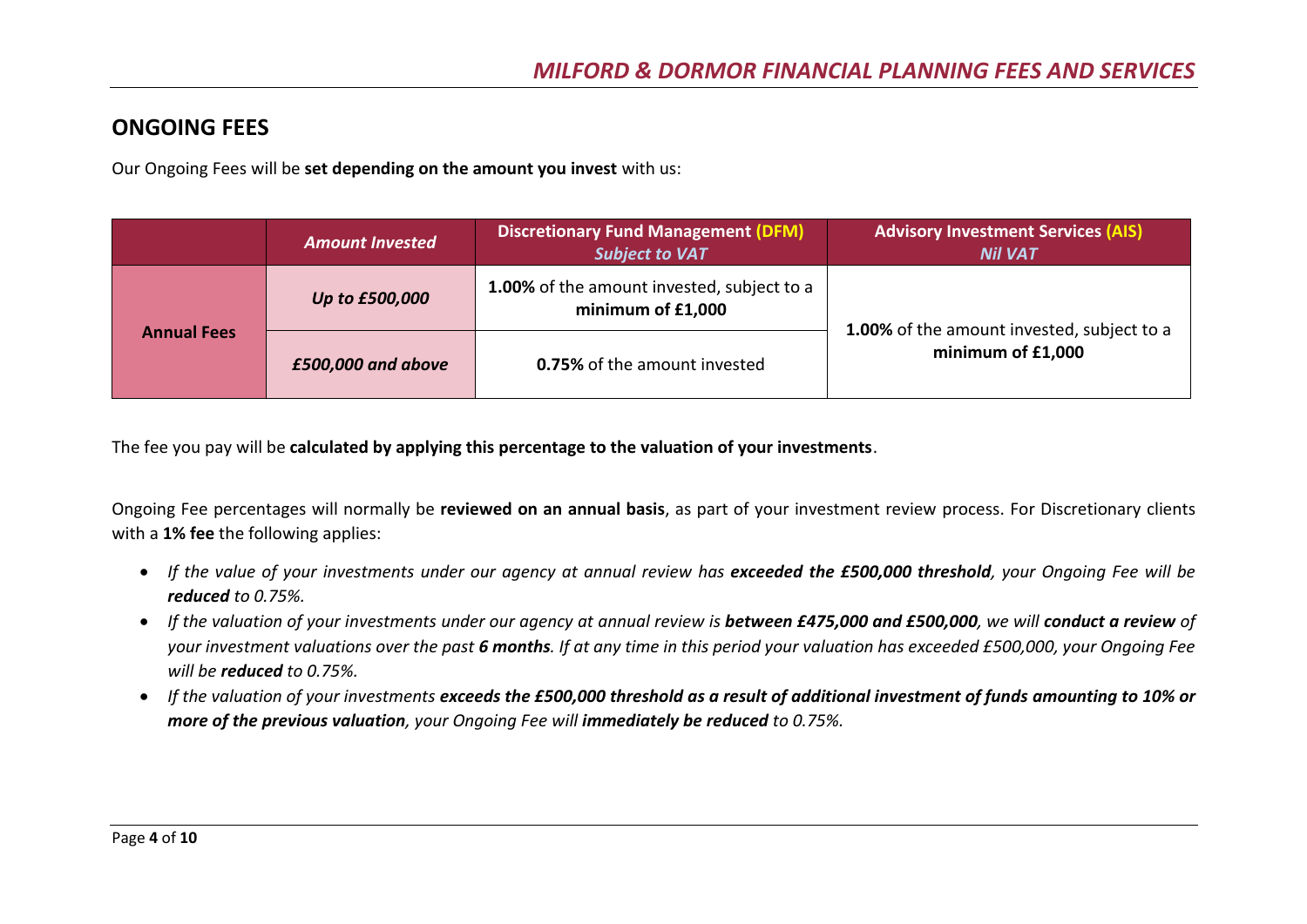## ONGOING FEES

Our Ongoing Fees will be **set depending on the amount you invest** with us:

| | *Amount Invested* | Discretionary Fund Management (DFM) *Subject to VAT* | Advisory Investment Services (AIS) *Nil VAT* |
|---|---|---|---|
| **Annual Fees** | ***Up to £500,000*** | **1.00%** of the amount invested, subject to a **minimum of £1,000** | **1.00%** of the amount invested, subject to a **minimum of £1,000** |
| | ***£500,000 and above*** | **0.75%** of the amount invested | |

The fee you pay will be **calculated by applying this percentage to the valuation of your investments**.

Ongoing Fee percentages will normally be **reviewed on an annual basis**, as part of your investment review process. For Discretionary clients with a **1% fee** the following applies:

- *If the value of your investments under our agency at annual review has **exceeded the £500,000 threshold**, your Ongoing Fee will be **reduced** to 0.75%.*
- *If the valuation of your investments under our agency at annual review is **between £475,000 and £500,000**, we will **conduct a review** of your investment valuations over the past **6 months**. If at any time in this period your valuation has exceeded £500,000, your Ongoing Fee will be **reduced** to 0.75%.*
- *If the valuation of your investments **exceeds the £500,000 threshold as a result of additional investment of funds amounting to 10% or more of the previous valuation**, your Ongoing Fee will **immediately be reduced** to 0.75%.*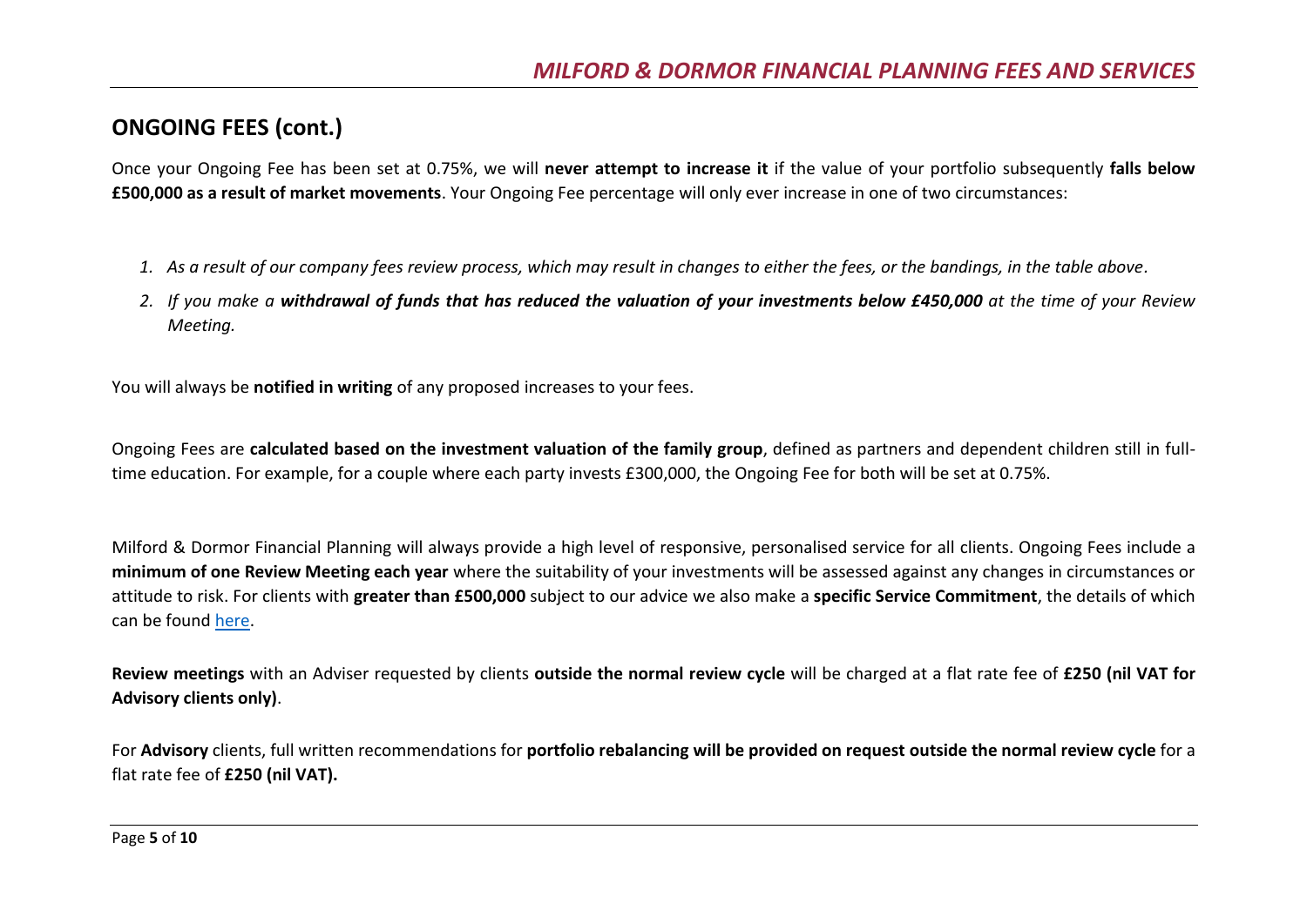## ONGOING FEES (cont.)

Once your Ongoing Fee has been set at 0.75%, we will **never attempt to increase it** if the value of your portfolio subsequently **falls below £500,000 as a result of market movements**. Your Ongoing Fee percentage will only ever increase in one of two circumstances:

1. *As a result of our company fees review process, which may result in changes to either the fees, or the bandings, in the table above.*
2. *If you make a **withdrawal of funds that has reduced the valuation of your investments below £450,000** at the time of your Review Meeting.*

You will always be **notified in writing** of any proposed increases to your fees.

Ongoing Fees are **calculated based on the investment valuation of the family group**, defined as partners and dependent children still in full-time education. For example, for a couple where each party invests £300,000, the Ongoing Fee for both will be set at 0.75%.

Milford & Dormor Financial Planning will always provide a high level of responsive, personalised service for all clients. Ongoing Fees include a **minimum of one Review Meeting each year** where the suitability of your investments will be assessed against any changes in circumstances or attitude to risk. For clients with **greater than £500,000** subject to our advice we also make a **specific Service Commitment**, the details of which can be found here.

**Review meetings** with an Adviser requested by clients **outside the normal review cycle** will be charged at a flat rate fee of **£250 (nil VAT for Advisory clients only)**.

For **Advisory** clients, full written recommendations for **portfolio rebalancing will be provided on request outside the normal review cycle** for a flat rate fee of **£250 (nil VAT).**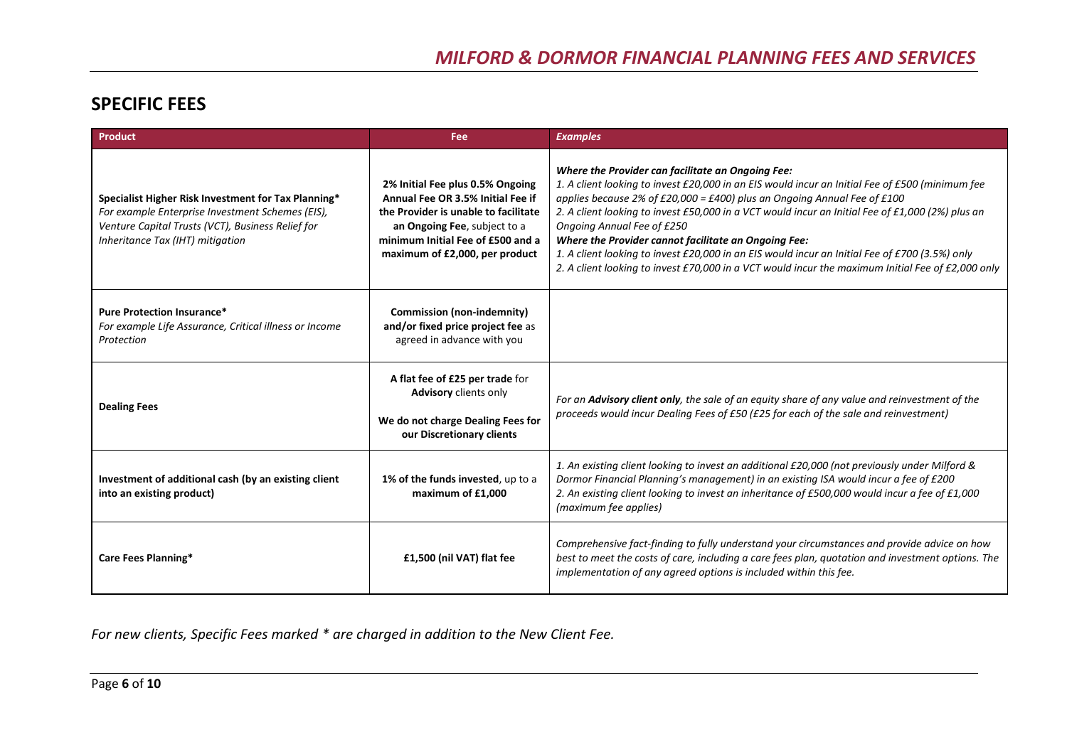## SPECIFIC FEES

| Product | Fee | *Examples* |
|---|---|---|
| **Specialist Higher Risk Investment for Tax Planning***<br>*For example Enterprise Investment Schemes (EIS), Venture Capital Trusts (VCT), Business Relief for Inheritance Tax (IHT) mitigation* | **2% Initial Fee plus 0.5% Ongoing Annual Fee OR 3.5% Initial Fee if the Provider is unable to facilitate an Ongoing Fee**, subject to a **minimum Initial Fee of £500 and a maximum of £2,000, per product** | ***Where the Provider can facilitate an Ongoing Fee:***<br>*1. A client looking to invest £20,000 in an EIS would incur an Initial Fee of £500 (minimum fee applies because 2% of £20,000 = £400) plus an Ongoing Annual Fee of £100*<br>*2. A client looking to invest £50,000 in a VCT would incur an Initial Fee of £1,000 (2%) plus an Ongoing Annual Fee of £250*<br>***Where the Provider cannot facilitate an Ongoing Fee:***<br>*1. A client looking to invest £20,000 in an EIS would incur an Initial Fee of £700 (3.5%) only*<br>*2. A client looking to invest £70,000 in a VCT would incur the maximum Initial Fee of £2,000 only* |
| **Pure Protection Insurance***<br>*For example Life Assurance, Critical illness or Income Protection* | **Commission (non-indemnity) and/or fixed price project fee** as agreed in advance with you | |
| **Dealing Fees** | **A flat fee of £25 per trade** for **Advisory** clients only<br><br>**We do not charge Dealing Fees for our Discretionary clients** | *For an **Advisory client only**, the sale of an equity share of any value and reinvestment of the proceeds would incur Dealing Fees of £50 (£25 for each of the sale and reinvestment)* |
| **Investment of additional cash (by an existing client into an existing product)** | **1% of the funds invested**, up to a **maximum of £1,000** | *1. An existing client looking to invest an additional £20,000 (not previously under Milford & Dormor Financial Planning's management) in an existing ISA would incur a fee of £200*<br>*2. An existing client looking to invest an inheritance of £500,000 would incur a fee of £1,000 (maximum fee applies)* |
| **Care Fees Planning*** | **£1,500 (nil VAT) flat fee** | *Comprehensive fact-finding to fully understand your circumstances and provide advice on how best to meet the costs of care, including a care fees plan, quotation and investment options. The implementation of any agreed options is included within this fee.* |

*For new clients, Specific Fees marked * are charged in addition to the New Client Fee.*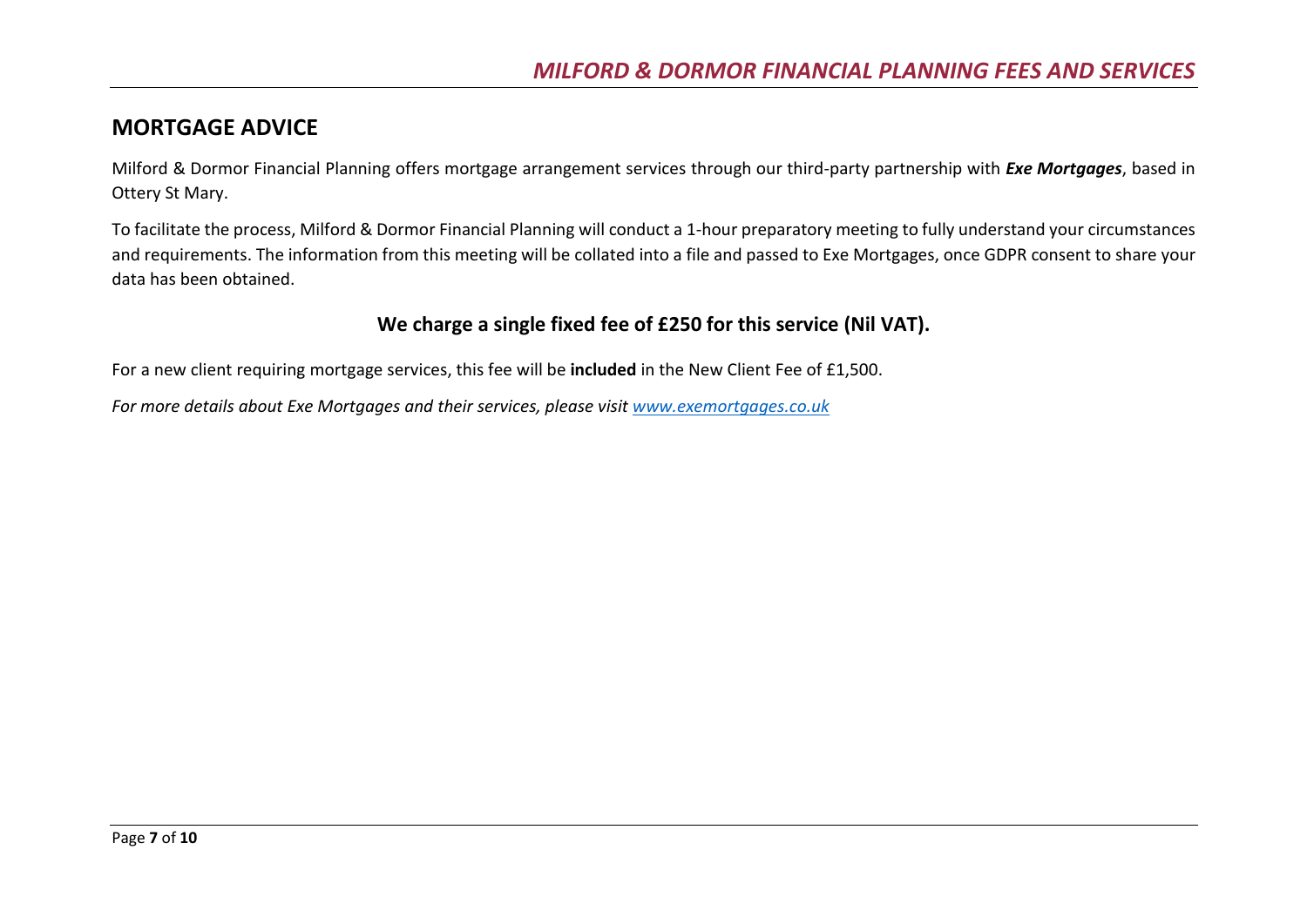## MORTGAGE ADVICE

Milford & Dormor Financial Planning offers mortgage arrangement services through our third-party partnership with ***Exe Mortgages***, based in Ottery St Mary.

To facilitate the process, Milford & Dormor Financial Planning will conduct a 1-hour preparatory meeting to fully understand your circumstances and requirements. The information from this meeting will be collated into a file and passed to Exe Mortgages, once GDPR consent to share your data has been obtained.

**We charge a single fixed fee of £250 for this service (Nil VAT).**

For a new client requiring mortgage services, this fee will be **included** in the New Client Fee of £1,500.

*For more details about Exe Mortgages and their services, please visit [www.exemortgages.co.uk](http://www.exemortgages.co.uk)*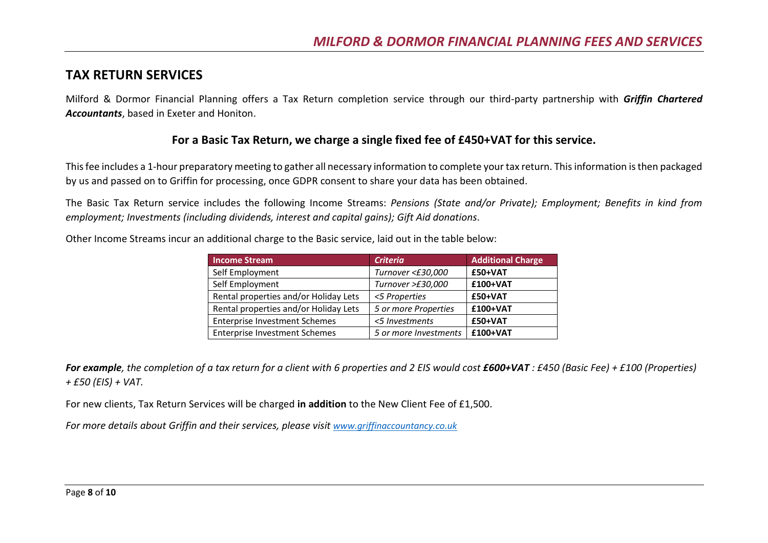## TAX RETURN SERVICES

Milford & Dormor Financial Planning offers a Tax Return completion service through our third-party partnership with ***Griffin Chartered Accountants***, based in Exeter and Honiton.

### For a Basic Tax Return, we charge a single fixed fee of £450+VAT for this service.

This fee includes a 1-hour preparatory meeting to gather all necessary information to complete your tax return. This information is then packaged by us and passed on to Griffin for processing, once GDPR consent to share your data has been obtained.

The Basic Tax Return service includes the following Income Streams: *Pensions (State and/or Private); Employment; Benefits in kind from employment; Investments (including dividends, interest and capital gains); Gift Aid donations*.

Other Income Streams incur an additional charge to the Basic service, laid out in the table below:

| Income Stream | *Criteria* | Additional Charge |
|---|---|---|
| Self Employment | *Turnover <£30,000* | **£50+VAT** |
| Self Employment | *Turnover >£30,000* | **£100+VAT** |
| Rental properties and/or Holiday Lets | *<5 Properties* | **£50+VAT** |
| Rental properties and/or Holiday Lets | *5 or more Properties* | **£100+VAT** |
| Enterprise Investment Schemes | *<5 Investments* | **£50+VAT** |
| Enterprise Investment Schemes | *5 or more Investments* | **£100+VAT** |

***For example****, the completion of a tax return for a client with 6 properties and 2 EIS would cost* ***£600+VAT*** *: £450 (Basic Fee) + £100 (Properties) + £50 (EIS) + VAT.*

For new clients, Tax Return Services will be charged **in addition** to the New Client Fee of £1,500.

*For more details about Griffin and their services, please visit [www.griffinaccountancy.co.uk](http://www.griffinaccountancy.co.uk)*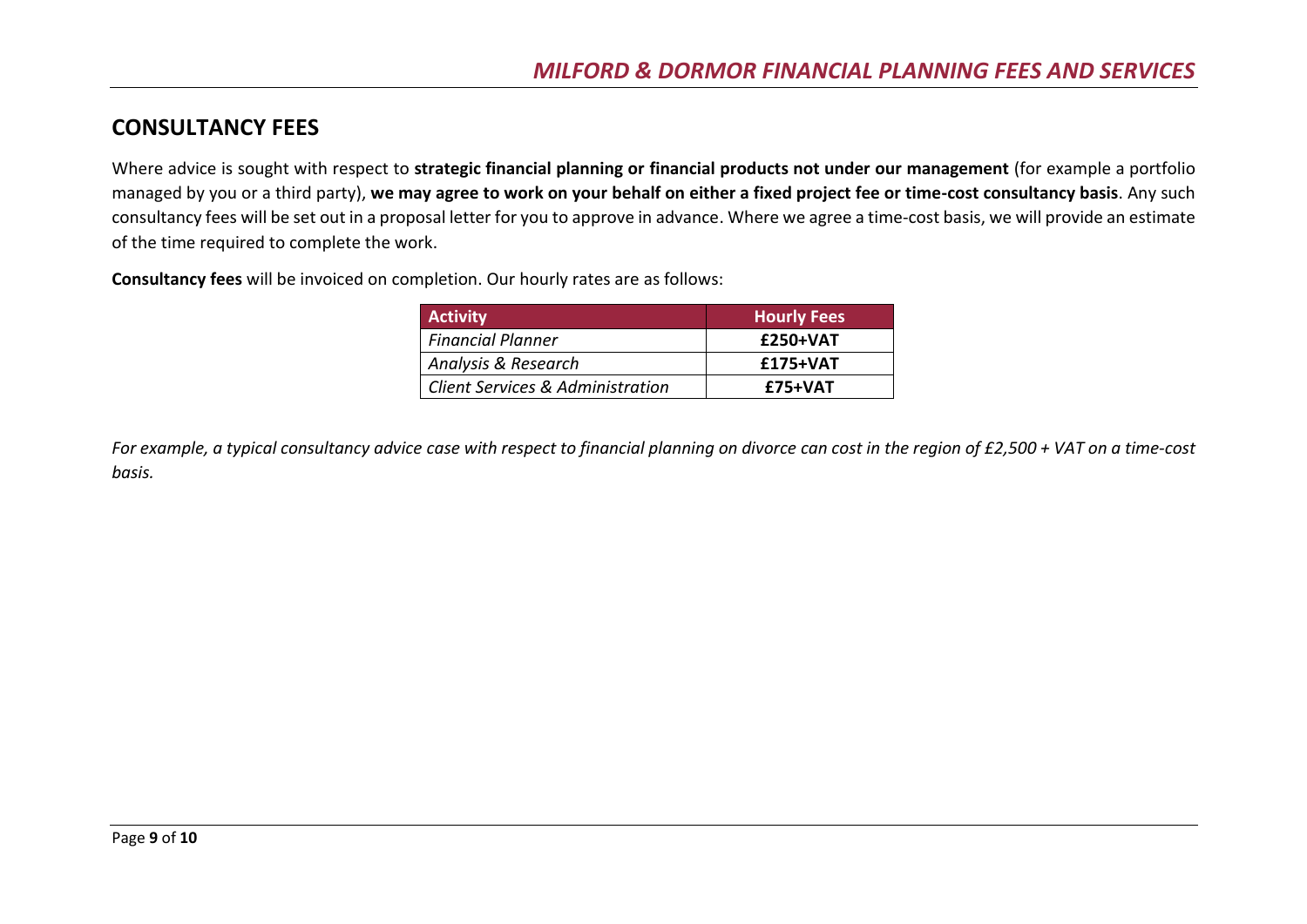## CONSULTANCY FEES

Where advice is sought with respect to **strategic financial planning or financial products not under our management** (for example a portfolio managed by you or a third party), **we may agree to work on your behalf on either a fixed project fee or time-cost consultancy basis**. Any such consultancy fees will be set out in a proposal letter for you to approve in advance. Where we agree a time-cost basis, we will provide an estimate of the time required to complete the work.

**Consultancy fees** will be invoiced on completion. Our hourly rates are as follows:

| Activity | Hourly Fees |
|---|---|
| *Financial Planner* | **£250+VAT** |
| *Analysis & Research* | **£175+VAT** |
| *Client Services & Administration* | **£75+VAT** |

*For example, a typical consultancy advice case with respect to financial planning on divorce can cost in the region of £2,500 + VAT on a time-cost basis.*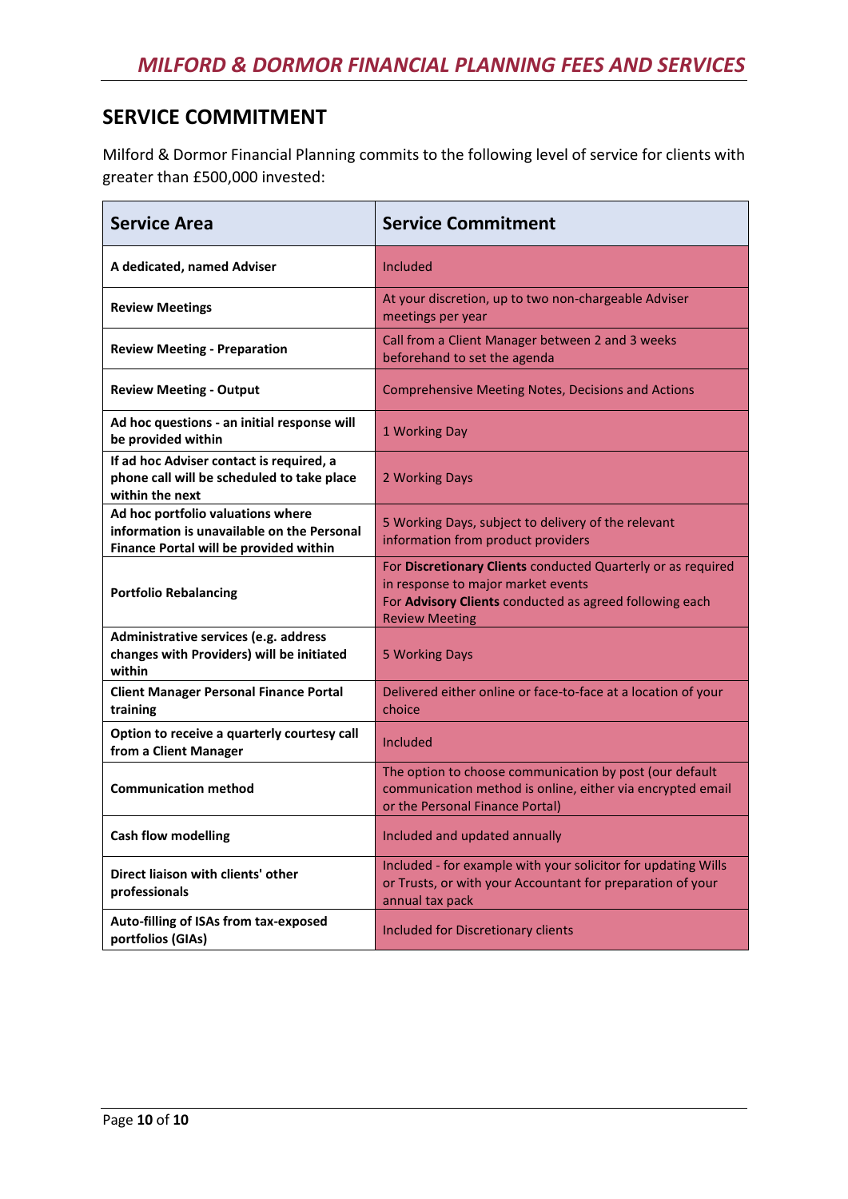## SERVICE COMMITMENT

Milford & Dormor Financial Planning commits to the following level of service for clients with greater than £500,000 invested:

| Service Area | Service Commitment |
|---|---|
| **A dedicated, named Adviser** | Included |
| **Review Meetings** | At your discretion, up to two non-chargeable Adviser meetings per year |
| **Review Meeting - Preparation** | Call from a Client Manager between 2 and 3 weeks beforehand to set the agenda |
| **Review Meeting - Output** | Comprehensive Meeting Notes, Decisions and Actions |
| **Ad hoc questions - an initial response will be provided within** | 1 Working Day |
| **If ad hoc Adviser contact is required, a phone call will be scheduled to take place within the next** | 2 Working Days |
| **Ad hoc portfolio valuations where information is unavailable on the Personal Finance Portal will be provided within** | 5 Working Days, subject to delivery of the relevant information from product providers |
| **Portfolio Rebalancing** | For **Discretionary Clients** conducted Quarterly or as required in response to major market events<br>For **Advisory Clients** conducted as agreed following each Review Meeting |
| **Administrative services (e.g. address changes with Providers) will be initiated within** | 5 Working Days |
| **Client Manager Personal Finance Portal training** | Delivered either online or face-to-face at a location of your choice |
| **Option to receive a quarterly courtesy call from a Client Manager** | Included |
| **Communication method** | The option to choose communication by post (our default communication method is online, either via encrypted email or the Personal Finance Portal) |
| **Cash flow modelling** | Included and updated annually |
| **Direct liaison with clients' other professionals** | Included - for example with your solicitor for updating Wills or Trusts, or with your Accountant for preparation of your annual tax pack |
| **Auto-filling of ISAs from tax-exposed portfolios (GIAs)** | Included for Discretionary clients |